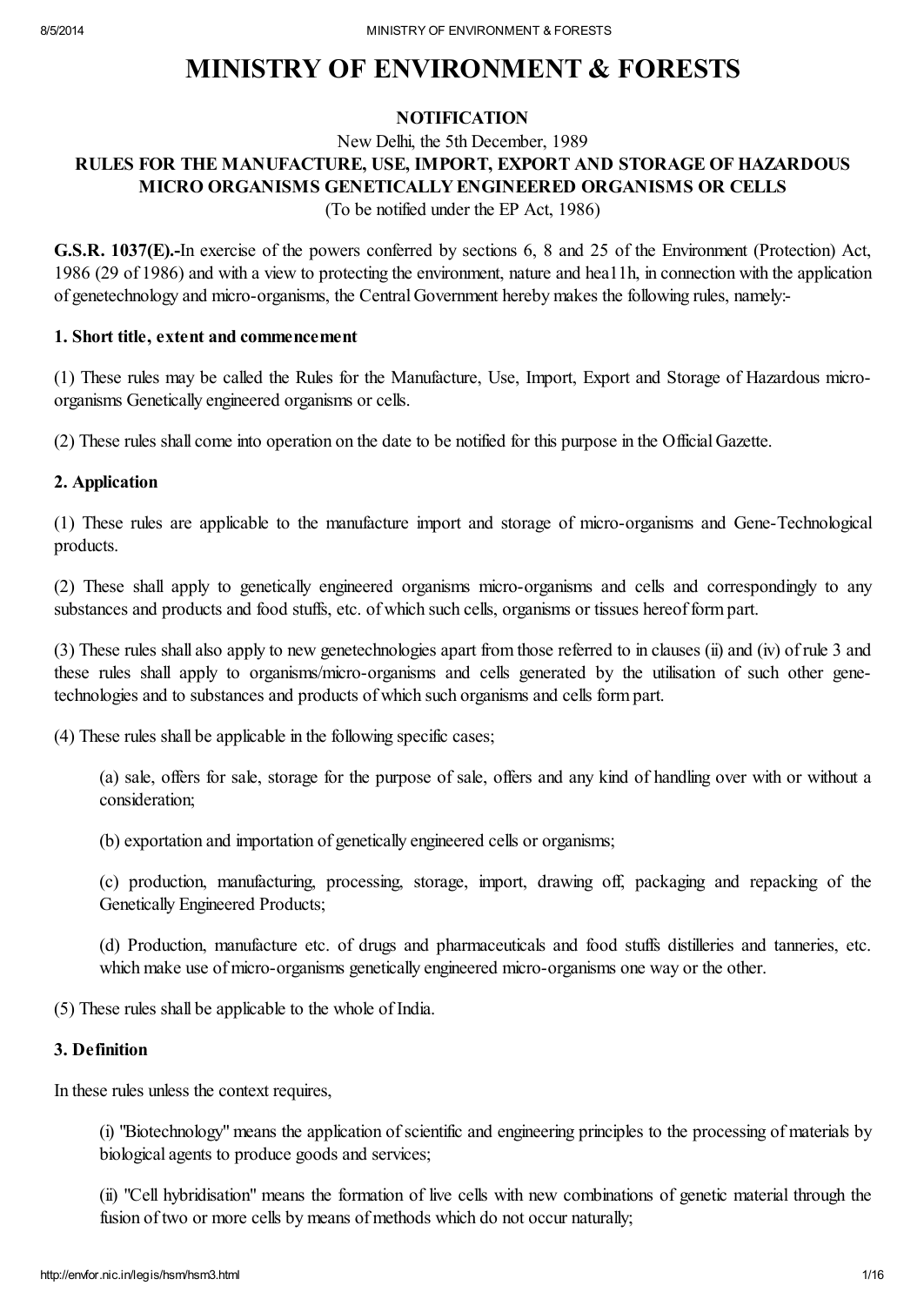# MINISTRY OF ENVIRONMENT & FORESTS

**NOTIFICATION**

New Delhi, the 5th December, 1989

**RULES FOR THE MANUFACTURE, USE, IMPORT, EXPORT AND STORAGE OF HAZARDOUS MICRO ORGANISMS GENETICALLY ENGINEERED ORGANISMS OR CELLS**

(To be notified under the EP Act, 1986)

**G.S.R. 1037(E).-**In exercise of the powers conferred by sections 6, 8 and 25 of the Environment (Protection) Act, 1986 (29 of 1986) and with a view to protecting the environment, nature and hea11h, in connection with the application of genetechnology and micro-organisms, the Central Government hereby makes the following rules, namely:-

**1. Short title, extent and commencement**

(1) These rules may be called the Rules for the Manufacture, Use, Import, Export and Storage of Hazardous micro-organisms Genetically engineered organisms or cells.

(2) These rules shall come into operation on the date to be notified for this purpose in the Official Gazette.

**2. Application**

(1) These rules are applicable to the manufacture import and storage of micro-organisms and Gene-Technological products.

(2) These shall apply to genetically engineered organisms micro-organisms and cells and correspondingly to any substances and products and food stuffs, etc. of which such cells, organisms or tissues hereof form part.

(3) These rules shall also apply to new genetechnologies apart from those referred to in clauses (ii) and (iv) of rule 3 and these rules shall apply to organisms/micro-organisms and cells generated by the utilisation of such other gene-technologies and to substances and products of which such organisms and cells form part.

(4) These rules shall be applicable in the following specific cases;

> (a) sale, offers for sale, storage for the purpose of sale, offers and any kind of handling over with or without a consideration;
>
> (b) exportation and importation of genetically engineered cells or organisms;
>
> (c) production, manufacturing, processing, storage, import, drawing off, packaging and repacking of the Genetically Engineered Products;
>
> (d) Production, manufacture etc. of drugs and pharmaceuticals and food stuffs distilleries and tanneries, etc. which make use of micro-organisms genetically engineered micro-organisms one way or the other.

(5) These rules shall be applicable to the whole of India.

**3. Definition**

In these rules unless the context requires,

> (i) "Biotechnology" means the application of scientific and engineering principles to the processing of materials by biological agents to produce goods and services;
>
> (ii) "Cell hybridisation" means the formation of live cells with new combinations of genetic material through the fusion of two or more cells by means of methods which do not occur naturally;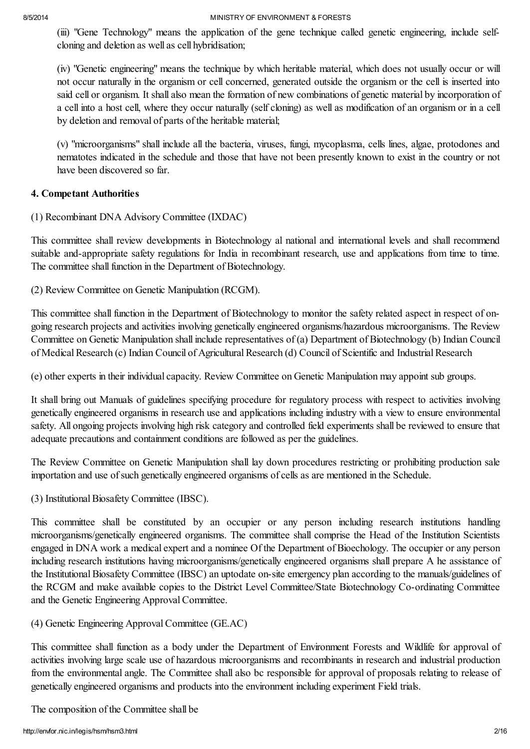(iii) "Gene Technology" means the application of the gene technique called genetic engineering, include self-cloning and deletion as well as cell hybridisation;

(iv) "Genetic engineering" means the technique by which heritable material, which does not usually occur or will not occur naturally in the organism or cell concerned, generated outside the organism or the cell is inserted into said cell or organism. It shall also mean the formation of new combinations of genetic material by incorporation of a cell into a host cell, where they occur naturally (self cloning) as well as modification of an organism or in a cell by deletion and removal of parts of the heritable material;

(v) "microorganisms" shall include all the bacteria, viruses, fungi, mycoplasma, cells lines, algae, protodones and nematotes indicated in the schedule and those that have not been presently known to exist in the country or not have been discovered so far.

**4. Competant Authorities**

(1) Recombinant DNA Advisory Committee (IXDAC)

This committee shall review developments in Biotechnology al national and international levels and shall recommend suitable and-appropriate safety regulations for India in recombinant research, use and applications from time to time. The committee shall function in the Department of Biotechnology.

(2) Review Committee on Genetic Manipulation (RCGM).

This committee shall function in the Department of Biotechnology to monitor the safety related aspect in respect of on-going research projects and activities involving genetically engineered organisms/hazardous microorganisms. The Review Committee on Genetic Manipulation shall include representatives of (a) Department of Biotechnology (b) Indian Council of Medical Research (c) Indian Council of Agricultural Research (d) Council of Scientific and Industrial Research

(e) other experts in their individual capacity. Review Committee on Genetic Manipulation may appoint sub groups.

It shall bring out Manuals of guidelines specifying procedure for regulatory process with respect to activities involving genetically engineered organisms in research use and applications including industry with a view to ensure environmental safety. All ongoing projects involving high risk category and controlled field experiments shall be reviewed to ensure that adequate precautions and containment conditions are followed as per the guidelines.

The Review Committee on Genetic Manipulation shall lay down procedures restricting or prohibiting production sale importation and use of such genetically engineered organisms of cells as are mentioned in the Schedule.

(3) Institutional Biosafety Committee (IBSC).

This committee shall be constituted by an occupier or any person including research institutions handling microorganisms/genetically engineered organisms. The committee shall comprise the Head of the Institution Scientists engaged in DNA work a medical expert and a nominee Of the Department of Bioechology. The occupier or any person including research institutions having microorganisms/genetically engineered organisms shall prepare A he assistance of the Institutional Biosafety Committee (IBSC) an uptodate on-site emergency plan according to the manuals/guidelines of the RCGM and make available copies to the District Level Committee/State Biotechnology Co-ordinating Committee and the Genetic Engineering Approval Committee.

(4) Genetic Engineering Approval Committee (GE.AC)

This committee shall function as a body under the Department of Environment Forests and Wildlife for approval of activities involving large scale use of hazardous microorganisms and recombinants in research and industrial production from the environmental angle. The Committee shall also bc responsible for approval of proposals relating to release of genetically engineered organisms and products into the environment including experiment Field trials.

The composition of the Committee shall be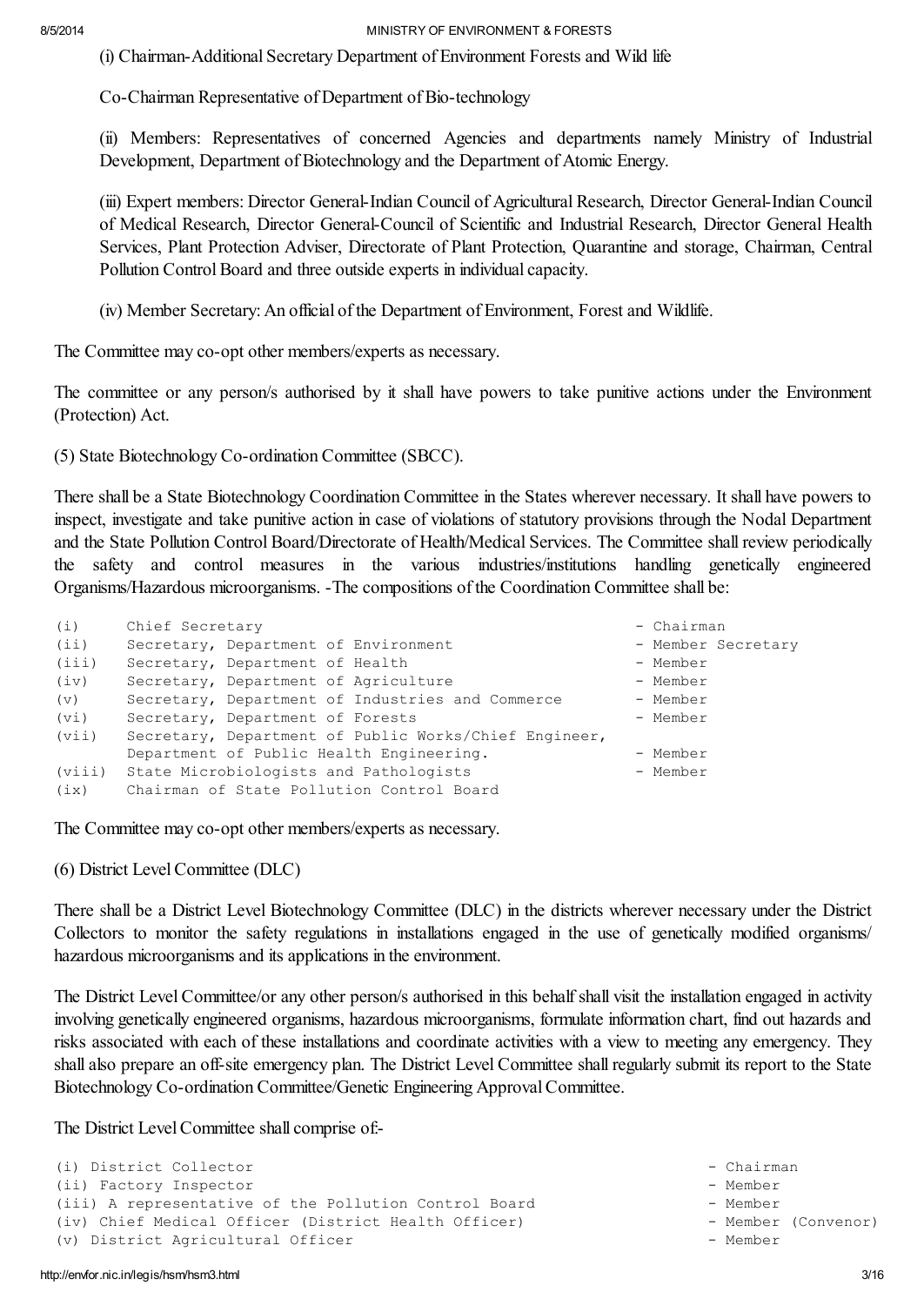(i) Chairman-Additional Secretary Department of Environment Forests and Wild life

Co-Chairman Representative of Department of Bio-technology

(ii) Members: Representatives of concerned Agencies and departments namely Ministry of Industrial Development, Department of Biotechnology and the Department of Atomic Energy.

(iii) Expert members: Director General-Indian Council of Agricultural Research, Director General-Indian Council of Medical Research, Director General-Council of Scientific and Industrial Research, Director General Health Services, Plant Protection Adviser, Directorate of Plant Protection, Quarantine and storage, Chairman, Central Pollution Control Board and three outside experts in individual capacity.

(iv) Member Secretary: An official of the Department of Environment, Forest and Wildlife.

The Committee may co-opt other members/experts as necessary.

The committee or any person/s authorised by it shall have powers to take punitive actions under the Environment (Protection) Act.

(5) State Biotechnology Co-ordination Committee (SBCC).

There shall be a State Biotechnology Coordination Committee in the States wherever necessary. It shall have powers to inspect, investigate and take punitive action in case of violations of statutory provisions through the Nodal Department and the State Pollution Control Board/Directorate of Health/Medical Services. The Committee shall review periodically the safety and control measures in the various industries/institutions handling genetically engineered Organisms/Hazardous microorganisms. -The compositions of the Coordination Committee shall be:

| | | |
|---|---|---|
| (i) | Chief Secretary | - Chairman |
| (ii) | Secretary, Department of Environment | - Member Secretary |
| (iii) | Secretary, Department of Health | - Member |
| (iv) | Secretary, Department of Agriculture | - Member |
| (v) | Secretary, Department of Industries and Commerce | - Member |
| (vi) | Secretary, Department of Forests | - Member |
| (vii) | Secretary, Department of Public Works/Chief Engineer, Department of Public Health Engineering. | - Member |
| (viii) | State Microbiologists and Pathologists | - Member |
| (ix) | Chairman of State Pollution Control Board | |

The Committee may co-opt other members/experts as necessary.

(6) District Level Committee (DLC)

There shall be a District Level Biotechnology Committee (DLC) in the districts wherever necessary under the District Collectors to monitor the safety regulations in installations engaged in the use of genetically modified organisms/ hazardous microorganisms and its applications in the environment.

The District Level Committee/or any other person/s authorised in this behalf shall visit the installation engaged in activity involving genetically engineered organisms, hazardous microorganisms, formulate information chart, find out hazards and risks associated with each of these installations and coordinate activities with a view to meeting any emergency. They shall also prepare an off-site emergency plan. The District Level Committee shall regularly submit its report to the State Biotechnology Co-ordination Committee/Genetic Engineering Approval Committee.

The District Level Committee shall comprise of:-

| | |
|---|---|
| (i) District Collector | - Chairman |
| (ii) Factory Inspector | - Member |
| (iii) A representative of the Pollution Control Board | - Member |
| (iv) Chief Medical Officer (District Health Officer) | - Member (Convenor) |
| (v) District Agricultural Officer | - Member |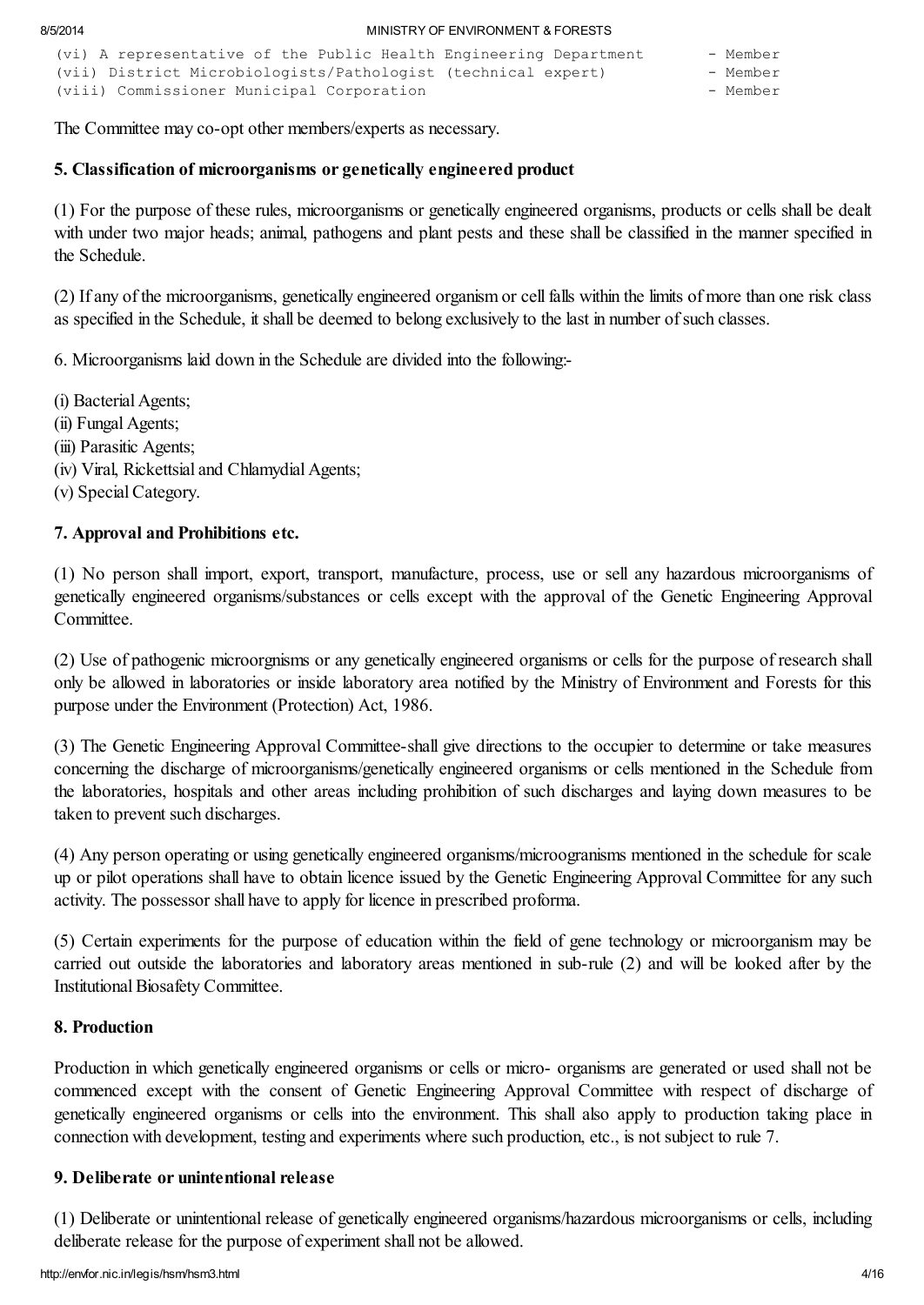(vi) A representative of the Public Health Engineering Department - Member
(vii) District Microbiologists/Pathologist (technical expert) - Member
(viii) Commissioner Municipal Corporation - Member

The Committee may co-opt other members/experts as necessary.

**5. Classification of microorganisms or genetically engineered product**

(1) For the purpose of these rules, microorganisms or genetically engineered organisms, products or cells shall be dealt with under two major heads; animal, pathogens and plant pests and these shall be classified in the manner specified in the Schedule.

(2) If any of the microorganisms, genetically engineered organism or cell falls within the limits of more than one risk class as specified in the Schedule, it shall be deemed to belong exclusively to the last in number of such classes.

6. Microorganisms laid down in the Schedule are divided into the following:-

(i) Bacterial Agents;
(ii) Fungal Agents;
(iii) Parasitic Agents;
(iv) Viral, Rickettsial and Chlamydial Agents;
(v) Special Category.

**7. Approval and Prohibitions etc.**

(1) No person shall import, export, transport, manufacture, process, use or sell any hazardous microorganisms of genetically engineered organisms/substances or cells except with the approval of the Genetic Engineering Approval Committee.

(2) Use of pathogenic microorgnisms or any genetically engineered organisms or cells for the purpose of research shall only be allowed in laboratories or inside laboratory area notified by the Ministry of Environment and Forests for this purpose under the Environment (Protection) Act, 1986.

(3) The Genetic Engineering Approval Committee-shall give directions to the occupier to determine or take measures concerning the discharge of microorganisms/genetically engineered organisms or cells mentioned in the Schedule from the laboratories, hospitals and other areas including prohibition of such discharges and laying down measures to be taken to prevent such discharges.

(4) Any person operating or using genetically engineered organisms/microogranisms mentioned in the schedule for scale up or pilot operations shall have to obtain licence issued by the Genetic Engineering Approval Committee for any such activity. The possessor shall have to apply for licence in prescribed proforma.

(5) Certain experiments for the purpose of education within the field of gene technology or microorganism may be carried out outside the laboratories and laboratory areas mentioned in sub-rule (2) and will be looked after by the Institutional Biosafety Committee.

**8. Production**

Production in which genetically engineered organisms or cells or micro- organisms are generated or used shall not be commenced except with the consent of Genetic Engineering Approval Committee with respect of discharge of genetically engineered organisms or cells into the environment. This shall also apply to production taking place in connection with development, testing and experiments where such production, etc., is not subject to rule 7.

**9. Deliberate or unintentional release**

(1) Deliberate or unintentional release of genetically engineered organisms/hazardous microorganisms or cells, including deliberate release for the purpose of experiment shall not be allowed.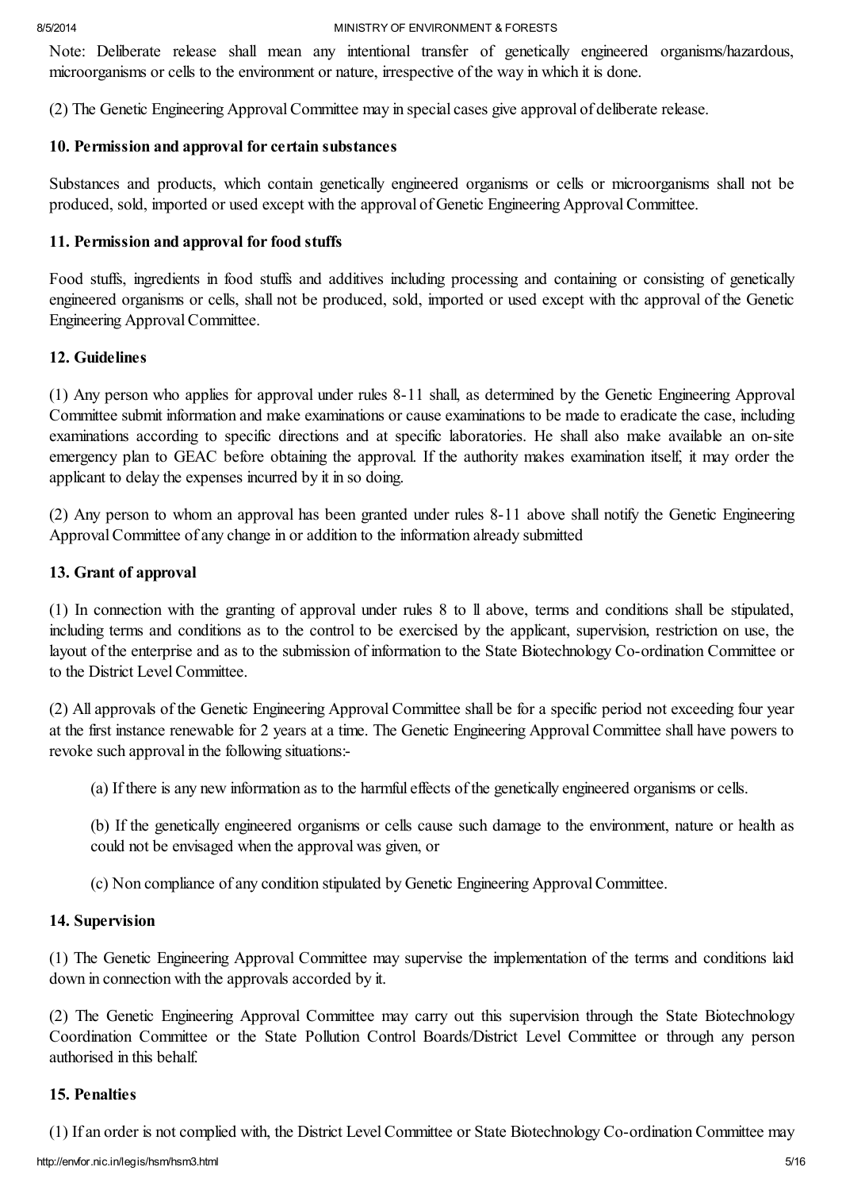Note: Deliberate release shall mean any intentional transfer of genetically engineered organisms/hazardous, microorganisms or cells to the environment or nature, irrespective of the way in which it is done.

(2) The Genetic Engineering Approval Committee may in special cases give approval of deliberate release.

### 10. Permission and approval for certain substances

Substances and products, which contain genetically engineered organisms or cells or microorganisms shall not be produced, sold, imported or used except with the approval of Genetic Engineering Approval Committee.

### 11. Permission and approval for food stuffs

Food stuffs, ingredients in food stuffs and additives including processing and containing or consisting of genetically engineered organisms or cells, shall not be produced, sold, imported or used except with thc approval of the Genetic Engineering Approval Committee.

### 12. Guidelines

(1) Any person who applies for approval under rules 8-11 shall, as determined by the Genetic Engineering Approval Committee submit information and make examinations or cause examinations to be made to eradicate the case, including examinations according to specific directions and at specific laboratories. He shall also make available an on-site emergency plan to GEAC before obtaining the approval. If the authority makes examination itself, it may order the applicant to delay the expenses incurred by it in so doing.

(2) Any person to whom an approval has been granted under rules 8-11 above shall notify the Genetic Engineering Approval Committee of any change in or addition to the information already submitted

### 13. Grant of approval

(1) In connection with the granting of approval under rules 8 to ll above, terms and conditions shall be stipulated, including terms and conditions as to the control to be exercised by the applicant, supervision, restriction on use, the layout of the enterprise and as to the submission of information to the State Biotechnology Co-ordination Committee or to the District Level Committee.

(2) All approvals of the Genetic Engineering Approval Committee shall be for a specific period not exceeding four year at the first instance renewable for 2 years at a time. The Genetic Engineering Approval Committee shall have powers to revoke such approval in the following situations:-

(a) If there is any new information as to the harmful effects of the genetically engineered organisms or cells.

(b) If the genetically engineered organisms or cells cause such damage to the environment, nature or health as could not be envisaged when the approval was given, or

(c) Non compliance of any condition stipulated by Genetic Engineering Approval Committee.

### 14. Supervision

(1) The Genetic Engineering Approval Committee may supervise the implementation of the terms and conditions laid down in connection with the approvals accorded by it.

(2) The Genetic Engineering Approval Committee may carry out this supervision through the State Biotechnology Coordination Committee or the State Pollution Control Boards/District Level Committee or through any person authorised in this behalf.

### 15. Penalties

(1) If an order is not complied with, the District Level Committee or State Biotechnology Co-ordination Committee may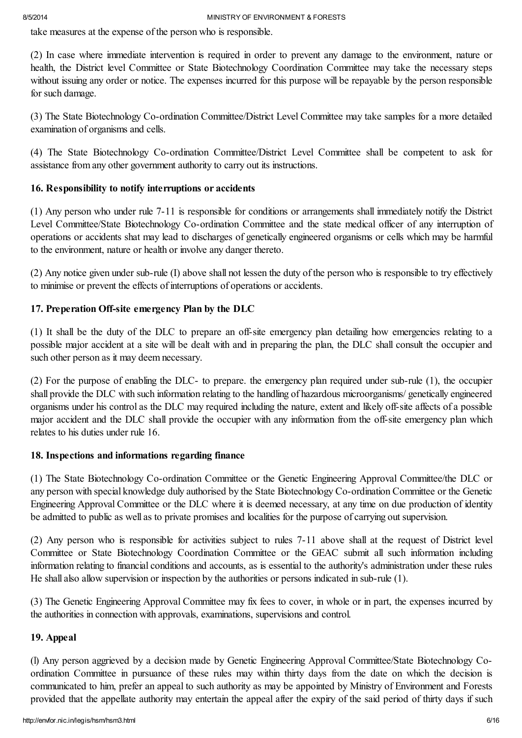take measures at the expense of the person who is responsible.

(2) In case where immediate intervention is required in order to prevent any damage to the environment, nature or health, the District level Committee or State Biotechnology Coordination Committee may take the necessary steps without issuing any order or notice. The expenses incurred for this purpose will be repayable by the person responsible for such damage.

(3) The State Biotechnology Co-ordination Committee/District Level Committee may take samples for a more detailed examination of organisms and cells.

(4) The State Biotechnology Co-ordination Committee/District Level Committee shall be competent to ask for assistance from any other government authority to carry out its instructions.

### 16. Responsibility to notify interruptions or accidents

(1) Any person who under rule 7-11 is responsible for conditions or arrangements shall immediately notify the District Level Committee/State Biotechnology Co-ordination Committee and the state medical officer of any interruption of operations or accidents shat may lead to discharges of genetically engineered organisms or cells which may be harmful to the environment, nature or health or involve any danger thereto.

(2) Any notice given under sub-rule (I) above shall not lessen the duty of the person who is responsible to try effectively to minimise or prevent the effects of interruptions of operations or accidents.

### 17. Preperation Off-site emergency Plan by the DLC

(1) It shall be the duty of the DLC to prepare an off-site emergency plan detailing how emergencies relating to a possible major accident at a site will be dealt with and in preparing the plan, the DLC shall consult the occupier and such other person as it may deem necessary.

(2) For the purpose of enabling the DLC- to prepare. the emergency plan required under sub-rule (1), the occupier shall provide the DLC with such information relating to the handling of hazardous microorganisms/ genetically engineered organisms under his control as the DLC may required including the nature, extent and likely off-site affects of a possible major accident and the DLC shall provide the occupier with any information from the off-site emergency plan which relates to his duties under rule 16.

### 18. Inspections and informations regarding finance

(1) The State Biotechnology Co-ordination Committee or the Genetic Engineering Approval Committee/the DLC or any person with special knowledge duly authorised by the State Biotechnology Co-ordination Committee or the Genetic Engineering Approval Committee or the DLC where it is deemed necessary, at any time on due production of identity be admitted to public as well as to private promises and localities for the purpose of carrying out supervision.

(2) Any person who is responsible for activities subject to rules 7-11 above shall at the request of District level Committee or State Biotechnology Coordination Committee or the GEAC submit all such information including information relating to financial conditions and accounts, as is essential to the authority's administration under these rules He shall also allow supervision or inspection by the authorities or persons indicated in sub-rule (1).

(3) The Genetic Engineering Approval Committee may fix fees to cover, in whole or in part, the expenses incurred by the authorities in connection with approvals, examinations, supervisions and control.

### 19. Appeal

(l) Any person aggrieved by a decision made by Genetic Engineering Approval Committee/State Biotechnology Co-ordination Committee in pursuance of these rules may within thirty days from the date on which the decision is communicated to him, prefer an appeal to such authority as may be appointed by Ministry of Environment and Forests provided that the appellate authority may entertain the appeal after the expiry of the said period of thirty days if such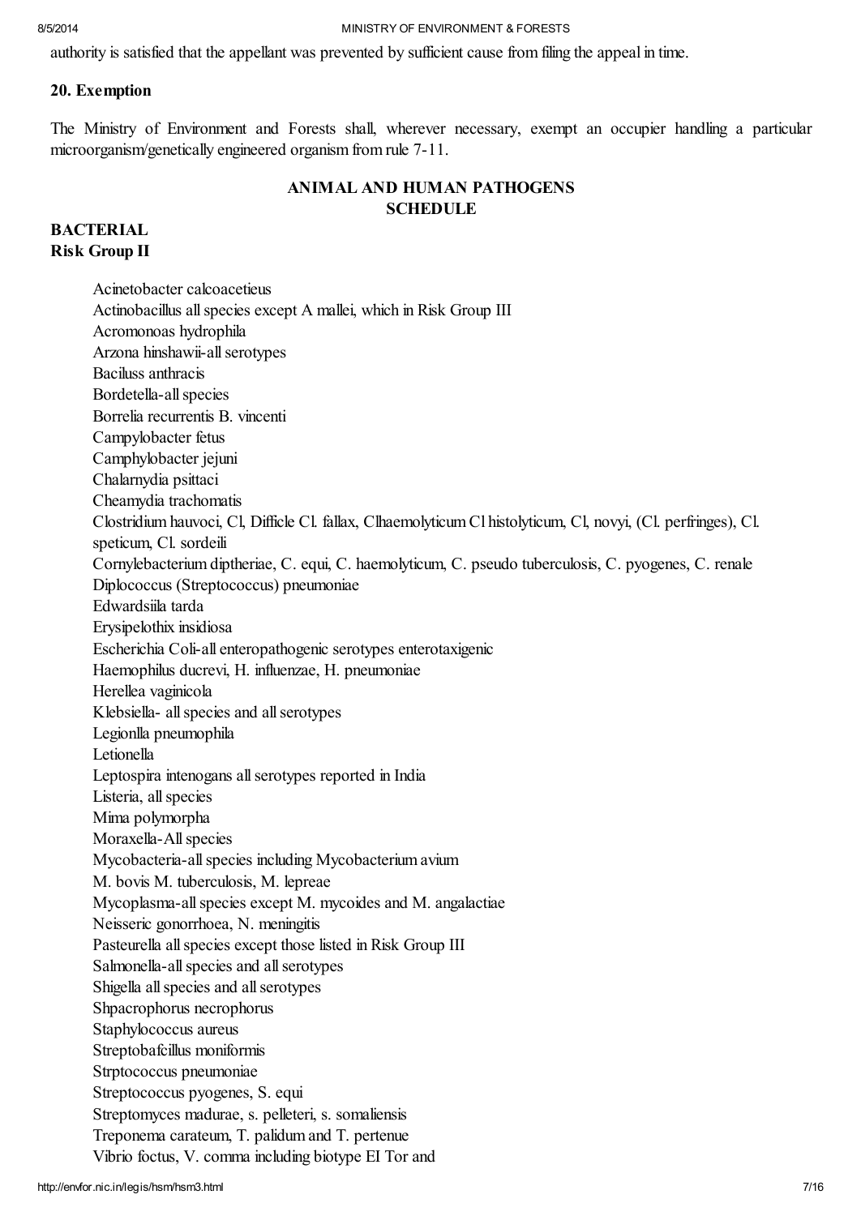authority is satisfied that the appellant was prevented by sufficient cause from filing the appeal in time.

### 20. Exemption

The Ministry of Environment and Forests shall, wherever necessary, exempt an occupier handling a particular microorganism/genetically engineered organism from rule 7-11.

## ANIMAL AND HUMAN PATHOGENS SCHEDULE

### BACTERIAL
### Risk Group II

Acinetobacter calcoacetieus  
Actinobacillus all species except A mallei, which in Risk Group III  
Acromonoas hydrophila  
Arzona hinshawii-all serotypes  
Baciluss anthracis  
Bordetella-all species  
Borrelia recurrentis B. vincenti  
Campylobacter fetus  
Camphylobacter jejuni  
Chalarnydia psittaci  
Cheamydia trachomatis  
Clostridium hauvoci, Cl, Difficle Cl. fallax, Clhaemolyticum Cl histolyticum, Cl, novyi, (Cl. perfringes), Cl. speticum, Cl. sordeili  
Cornylebacterium diptheriae, C. equi, C. haemolyticum, C. pseudo tuberculosis, C. pyogenes, C. renale  
Diplococcus (Streptococcus) pneumoniae  
Edwardsiila tarda  
Erysipelothix insidiosa  
Escherichia Coli-all enteropathogenic serotypes enterotaxigenic  
Haemophilus ducrevi, H. influenzae, H. pneumoniae  
Herellea vaginicola  
Klebsiella- all species and all serotypes  
Legionlla pneumophila  
Letionella  
Leptospira intenogans all serotypes reported in India  
Listeria, all species  
Mima polymorpha  
Moraxella-All species  
Mycobacteria-all species including Mycobacterium avium  
M. bovis M. tuberculosis, M. lepreae  
Mycoplasma-all species except M. mycoides and M. angalactiae  
Neisseric gonorrhoea, N. meningitis  
Pasteurella all species except those listed in Risk Group III  
Salmonella-all species and all serotypes  
Shigella all species and all serotypes  
Shpacrophorus necrophorus  
Staphylococcus aureus  
Streptobafcillus moniformis  
Strptococcus pneumoniae  
Streptococcus pyogenes, S. equi  
Streptomyces madurae, s. pelleteri, s. somaliensis  
Treponema carateum, T. palidum and T. pertenue  
Vibrio foctus, V. comma including biotype EI Tor and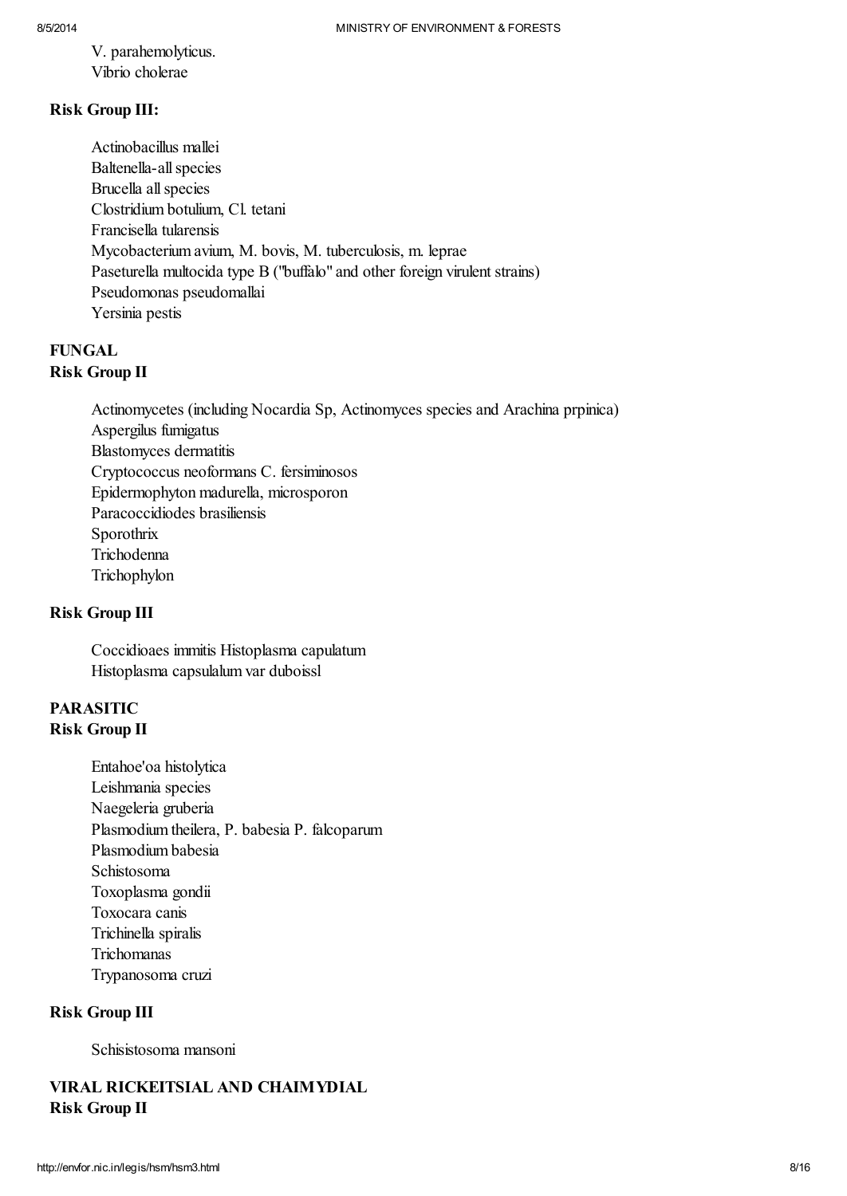V. parahemolyticus.
Vibrio cholerae

**Risk Group III:**

Actinobacillus mallei
Baltenella-all species
Brucella all species
Clostridium botulium, Cl. tetani
Francisella tularensis
Mycobacterium avium, M. bovis, M. tuberculosis, m. leprae
Paseturella multocida type B ("buffalo" and other foreign virulent strains)
Pseudomonas pseudomallai
Yersinia pestis

**FUNGAL**
**Risk Group II**

Actinomycetes (including Nocardia Sp, Actinomyces species and Arachina prpinica)
Aspergilus fumigatus
Blastomyces dermatitis
Cryptococcus neoformans C. fersiminosos
Epidermophyton madurella, microsporon
Paracoccidiodes brasiliensis
Sporothrix
Trichodenna
Trichophylon

**Risk Group III**

Coccidioaes immitis Histoplasma capulatum
Histoplasma capsulalum var duboissl

**PARASITIC**
**Risk Group II**

Entahoe'oa histolytica
Leishmania species
Naegeleria gruberia
Plasmodium theilera, P. babesia P. falcoparum
Plasmodium babesia
Schistosoma
Toxoplasma gondii
Toxocara canis
Trichinella spiralis
Trichomanas
Trypanosoma cruzi

**Risk Group III**

Schisistosoma mansoni

**VIRAL RICKEITSIAL AND CHAIMYDIAL**
**Risk Group II**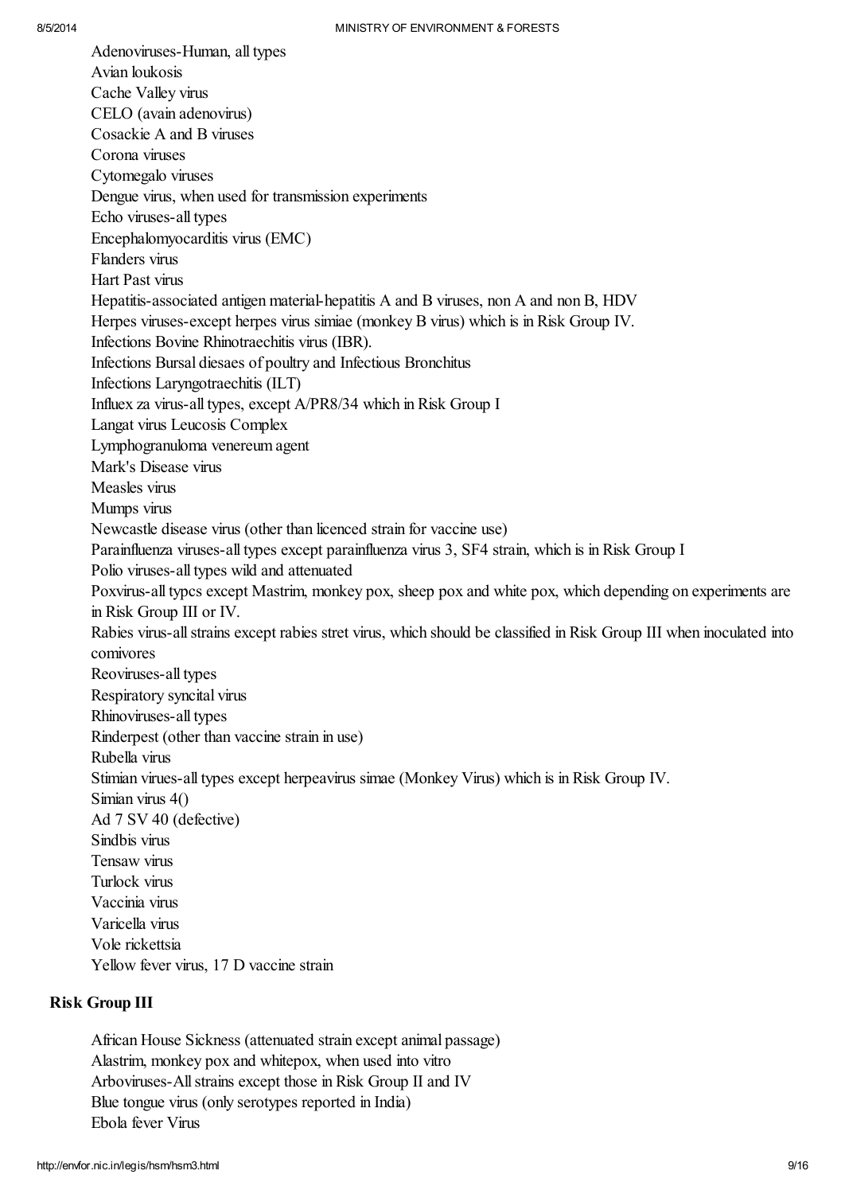Adenoviruses-Human, all types
Avian loukosis
Cache Valley virus
CELO (avain adenovirus)
Cosackie A and B viruses
Corona viruses
Cytomegalo viruses
Dengue virus, when used for transmission experiments
Echo viruses-all types
Encephalomyocarditis virus (EMC)
Flanders virus
Hart Past virus
Hepatitis-associated antigen material-hepatitis A and B viruses, non A and non B, HDV
Herpes viruses-except herpes virus simiae (monkey B virus) which is in Risk Group IV.
Infections Bovine Rhinotraechitis virus (IBR).
Infections Bursal diesaes of poultry and Infectious Bronchitus
Infections Laryngotraechitis (ILT)
Influex za virus-all types, except A/PR8/34 which in Risk Group I
Langat virus Leucosis Complex
Lymphogranuloma venereum agent
Mark's Disease virus
Measles virus
Mumps virus
Newcastle disease virus (other than licenced strain for vaccine use)
Parainfluenza viruses-all types except parainfluenza virus 3, SF4 strain, which is in Risk Group I
Polio viruses-all types wild and attenuated
Poxvirus-all typcs except Mastrim, monkey pox, sheep pox and white pox, which depending on experiments are in Risk Group III or IV.
Rabies virus-all strains except rabies stret virus, which should be classified in Risk Group III when inoculated into cornivores
Reoviruses-all types
Respiratory syncital virus
Rhinoviruses-all types
Rinderpest (other than vaccine strain in use)
Rubella virus
Stimian virues-all types except herpeavirus simae (Monkey Virus) which is in Risk Group IV.
Simian virus 4()
Ad 7 SV 40 (defective)
Sindbis virus
Tensaw virus
Turlock virus
Vaccinia virus
Varicella virus
Vole rickettsia
Yellow fever virus, 17 D vaccine strain

**Risk Group III**

African House Sickness (attenuated strain except animal passage)
Alastrim, monkey pox and whitepox, when used into vitro
Arboviruses-All strains except those in Risk Group II and IV
Blue tongue virus (only serotypes reported in India)
Ebola fever Virus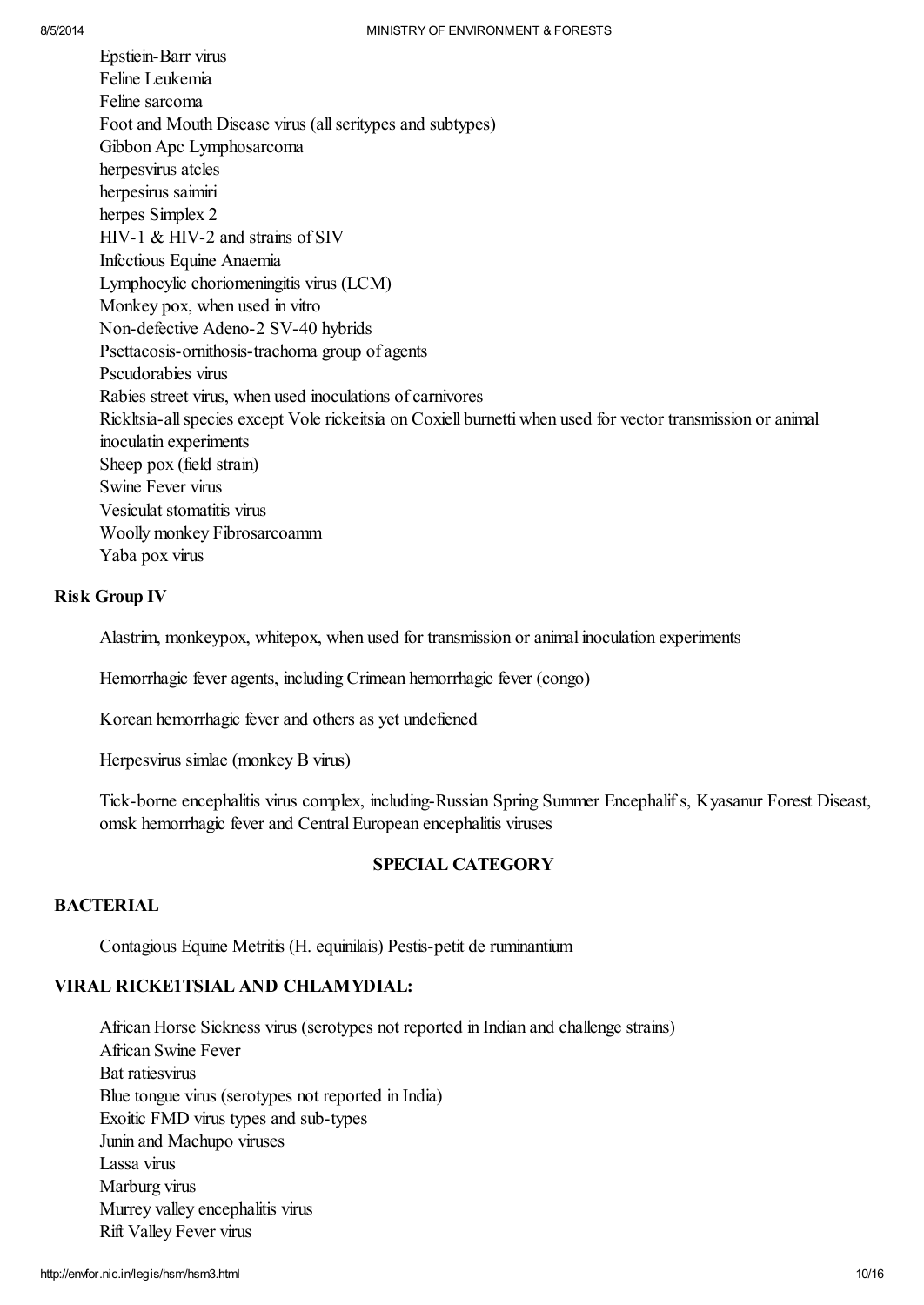Epstiein-Barr virus
Feline Leukemia
Feline sarcoma
Foot and Mouth Disease virus (all seritypes and subtypes)
Gibbon Apc Lymphosarcoma
herpesvirus atcles
herpesirus saimiri
herpes Simplex 2
HIV-1 & HIV-2 and strains of SIV
Infcctious Equine Anaemia
Lymphocylic choriomeningitis virus (LCM)
Monkey pox, when used in vitro
Non-defective Adeno-2 SV-40 hybrids
Psettacosis-ornithosis-trachoma group of agents
Pscudorabies virus
Rabies street virus, when used inoculations of carnivores
Rickltsia-all species except Vole rickeitsia on Coxiell burnetti when used for vector transmission or animal inoculatin experiments
Sheep pox (field strain)
Swine Fever virus
Vesiculat stomatitis virus
Woolly monkey Fibrosarcoamm
Yaba pox virus

**Risk Group IV**

Alastrim, monkeypox, whitepox, when used for transmission or animal inoculation experiments

Hemorrhagic fever agents, including Crimean hemorrhagic fever (congo)

Korean hemorrhagic fever and others as yet undefiened

Herpesvirus simlae (monkey B virus)

Tick-borne encephalitis virus complex, including-Russian Spring Summer Encephalif s, Kyasanur Forest Diseast, omsk hemorrhagic fever and Central European encephalitis viruses

**SPECIAL CATEGORY**

**BACTERIAL**

Contagious Equine Metritis (H. equinilais) Pestis-petit de ruminantium

**VIRAL RICKE1TSIAL AND CHLAMYDIAL:**

African Horse Sickness virus (serotypes not reported in Indian and challenge strains)
African Swine Fever
Bat ratiesvirus
Blue tongue virus (serotypes not reported in India)
Exoitic FMD virus types and sub-types
Junin and Machupo viruses
Lassa virus
Marburg virus
Murrey valley encephalitis virus
Rift Valley Fever virus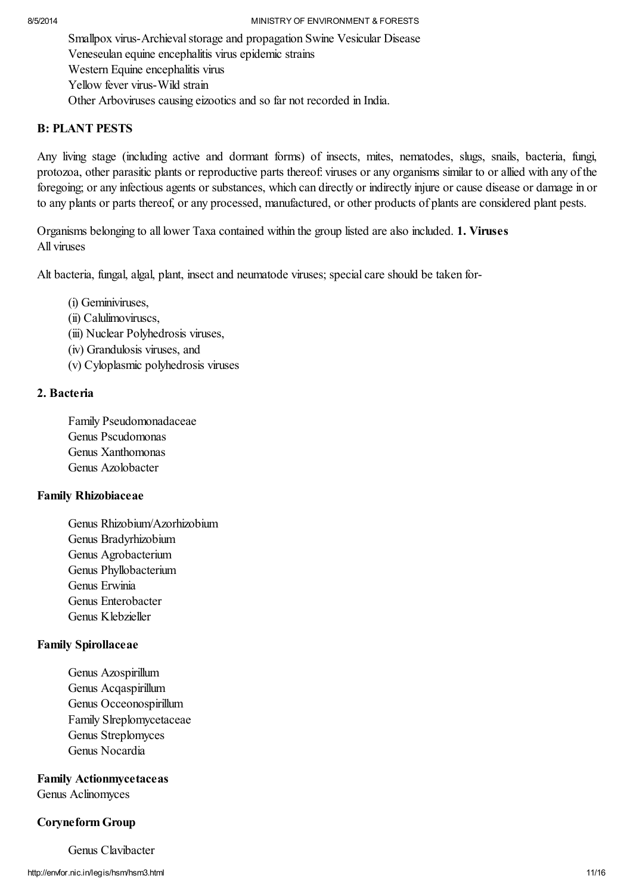Smallpox virus-Archieval storage and propagation Swine Vesicular Disease
Veneseulan equine encephalitis virus epidemic strains
Western Equine encephalitis virus
Yellow fever virus-Wild strain
Other Arboviruses causing eizootics and so far not recorded in India.

### B: PLANT PESTS

Any living stage (including active and dormant forms) of insects, mites, nematodes, slugs, snails, bacteria, fungi, protozoa, other parasitic plants or reproductive parts thereof: viruses or any organisms similar to or allied with any of the foregoing; or any infectious agents or substances, which can directly or indirectly injure or cause disease or damage in or to any plants or parts thereof, or any processed, manufactured, or other products of plants are considered plant pests.

Organisms belonging to all lower Taxa contained within the group listed are also included. **1. Viruses**
All viruses

Alt bacteria, fungal, algal, plant, insect and neumatode viruses; special care should be taken for-

(i) Geminiviruses,
(ii) Calulimoviruscs,
(iii) Nuclear Polyhedrosis viruses,
(iv) Grandulosis viruses, and
(v) Cyloplasmic polyhedrosis viruses

### 2. Bacteria

Family Pseudomonadaceae
Genus Pscudomonas
Genus Xanthomonas
Genus Azolobacter

### Family Rhizobiaceae

Genus Rhizobium/Azorhizobium
Genus Bradyrhizobium
Genus Agrobacterium
Genus Phyllobacterium
Genus Erwinia
Genus Enterobacter
Genus Klebzieller

### Family Spirollaceae

Genus Azospirillum
Genus Acqaspirillum
Genus Occeonospirillum
Family Slreplomycetaceae
Genus Streplomyces
Genus Nocardia

### Family Actionmycetaceas

Genus Aclinomyces

### Coryneform Group

Genus Clavibacter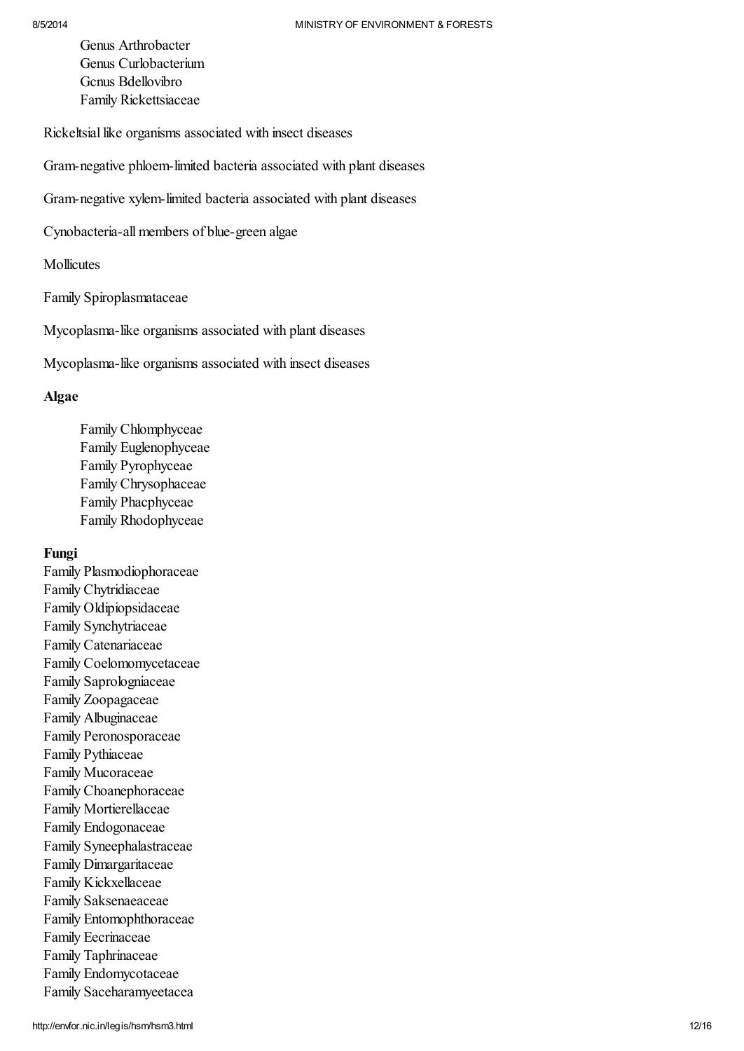Genus Arthrobacter
Genus Curlobacterium
Gcnus Bdellovibro
Family Rickettsiaceae

Rickeltsial like organisms associated with insect diseases

Gram-negative phloem-limited bacteria associated with plant diseases

Gram-negative xylem-limited bacteria associated with plant diseases

Cynobacteria-all members of blue-green algae

Mollicutes

Family Spiroplasmataceae

Mycoplasma-like organisms associated with plant diseases

Mycoplasma-like organisms associated with insect diseases

**Algae**

Family Chlomphyceae
Family Euglenophyceae
Family Pyrophyceae
Family Chrysophaceae
Family Phacphyceae
Family Rhodophyceae

**Fungi**

Family Plasmodiophoraceae
Family Chytridiaceae
Family Oldipiopsidaceae
Family Synchytriaceae
Family Catenariaceae
Family Coelomomycetaceae
Family Saprolegniaceae
Family Zoopagaceae
Family Albuginaceae
Family Peronosporaceae
Family Pythiaceae
Family Mucoraceae
Family Choanephoraceae
Family Mortierellaceae
Family Endogonaceae
Family Syneephalastraceae
Family Dimargaritaceae
Family Kickxellaceae
Family Saksenaeaceae
Family Entomophthoraceae
Family Eecrinaceae
Family Taphrinaceae
Family Endomycotaceae
Family Saceharamyeetacea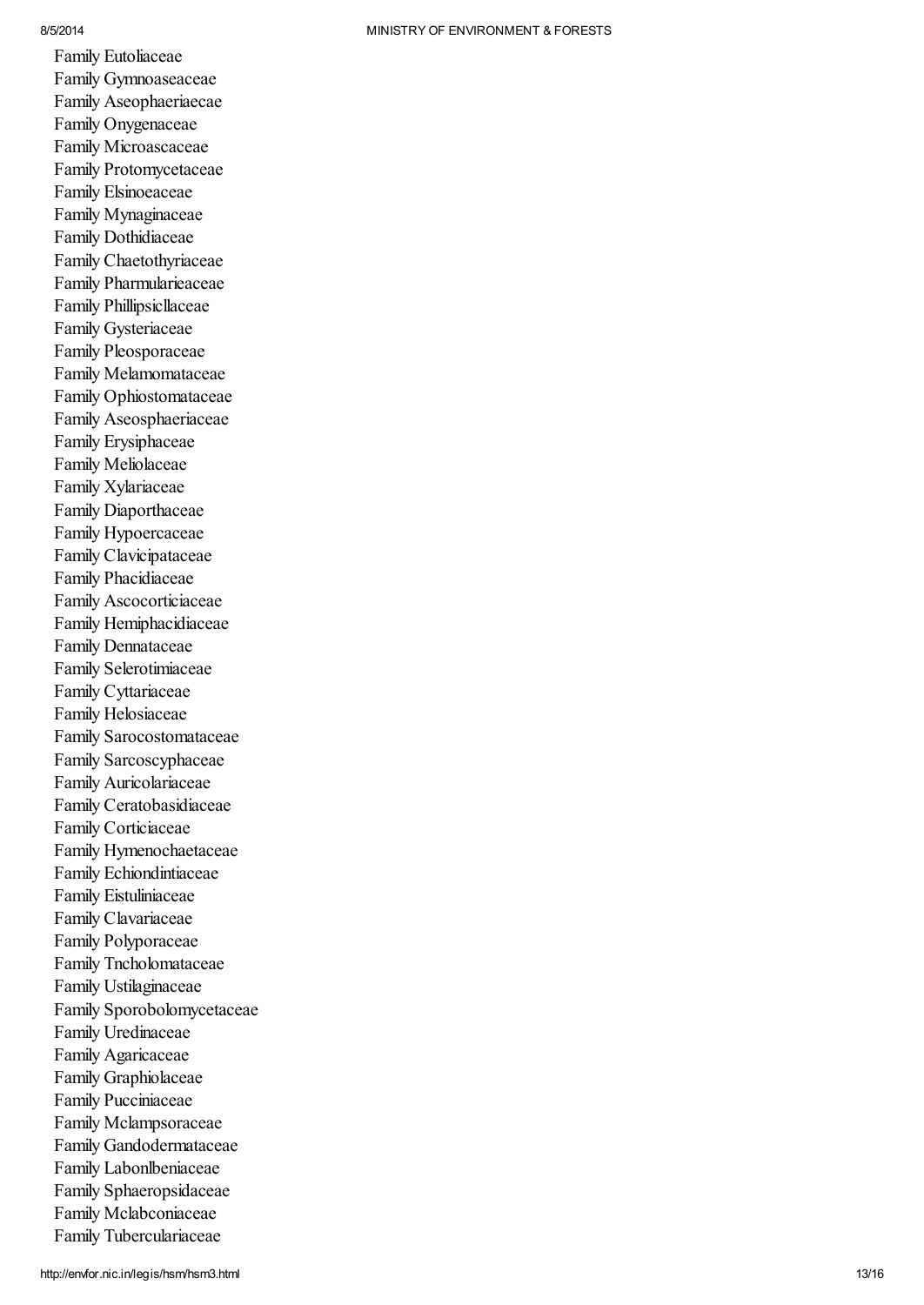Family Eutoliaceae
Family Gymnoaseaceae
Family Aseophaeriaecae
Family Onygenaceae
Family Microascaceae
Family Protomycetaceae
Family Elsinoeaceae
Family Mynaginaceae
Family Dothidiaceae
Family Chaetothyriaceae
Family Pharmularieaceae
Family Phillipsicllaceae
Family Gysteriaceae
Family Pleosporaceae
Family Melamomataceae
Family Ophiostomataceae
Family Aseosphaeriaceae
Family Erysiphaceae
Family Meliolaceae
Family Xylariaceae
Family Diaporthaceae
Family Hypoercaceae
Family Clavicipataceae
Family Phacidiaceae
Family Ascocorticiaceae
Family Hemiphacidiaceae
Family Dennataceae
Family Selerotimiaceae
Family Cyttariaceae
Family Helosiaceae
Family Sarocostomataceae
Family Sarcoscyphaceae
Family Auricolariaceae
Family Ceratobasidiaceae
Family Corticiaceae
Family Hymenochaetaceae
Family Echiondintiaceae
Family Eistuliniaceae
Family Clavariaceae
Family Polyporaceae
Family Tncholomataceae
Family Ustilaginaceae
Family Sporobolomycetaceae
Family Uredinaceae
Family Agaricaceae
Family Graphiolaceae
Family Pucciniaceae
Family Mclampsoraceae
Family Gandodermataceae
Family Labonlbeniaceae
Family Sphaeropsidaceae
Family Mclabconiaceae
Family Tuberculariaceae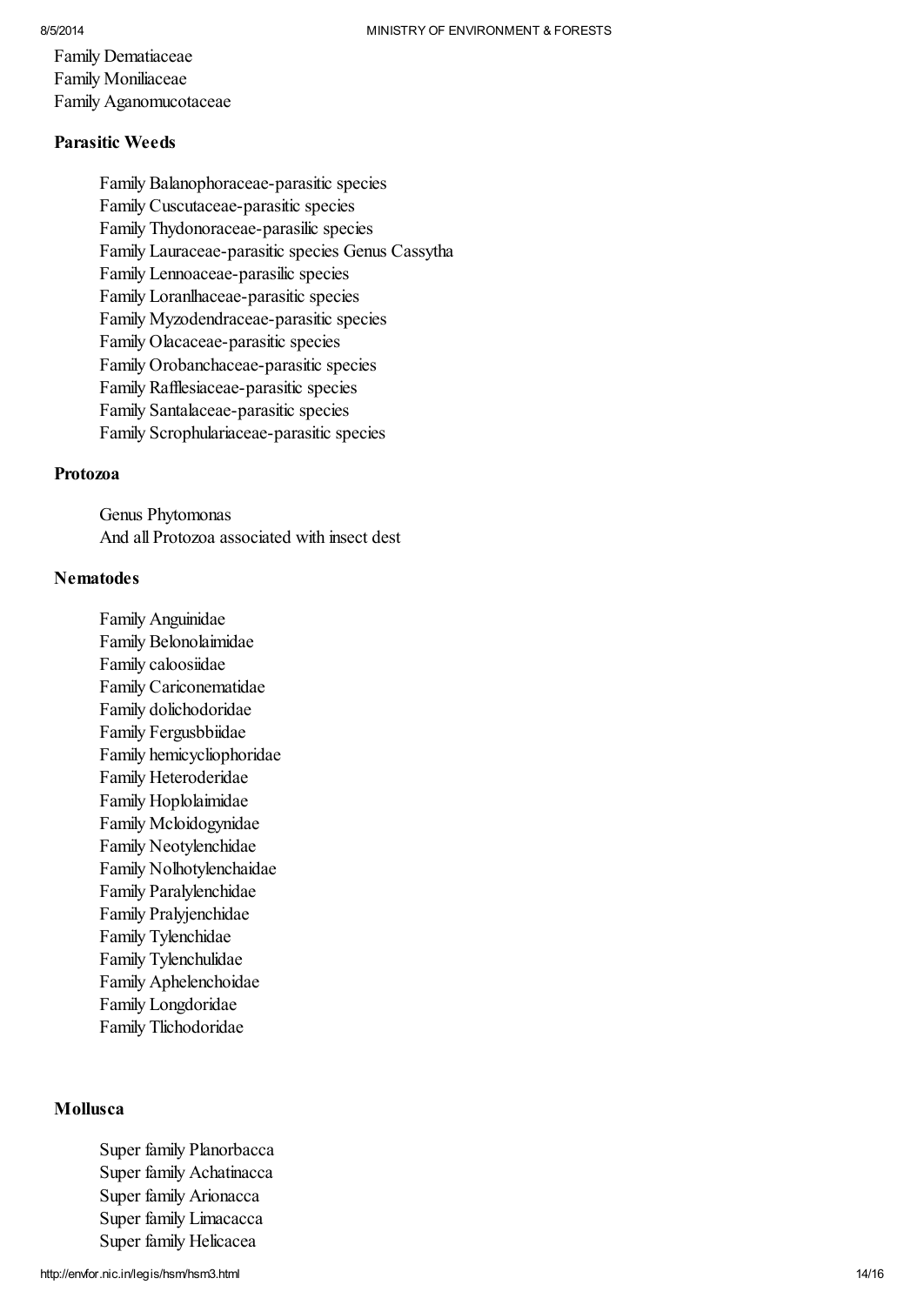Family Dematiaceae
Family Moniliaceae
Family Aganomucotaceae

**Parasitic Weeds**

Family Balanophoraceae-parasitic species
Family Cuscutaceae-parasitic species
Family Thydonoraceae-parasilic species
Family Lauraceae-parasitic species Genus Cassytha
Family Lennoaceae-parasilic species
Family Loranlhaceae-parasitic species
Family Myzodendraceae-parasitic species
Family Olacaceae-parasitic species
Family Orobanchaceae-parasitic species
Family Rafflesiaceae-parasitic species
Family Santalaceae-parasitic species
Family Scrophulariaceae-parasitic species

**Protozoa**

Genus Phytomonas
And all Protozoa associated with insect dest

**Nematodes**

Family Anguinidae
Family Belonolaimidae
Family caloosiidae
Family Cariconematidae
Family dolichodoridae
Family Fergusbbiidae
Family hemicycliophoridae
Family Heteroderidae
Family Hoplolaimidae
Family Mcloidogynidae
Family Neotylenchidae
Family Nolhotylenchaidae
Family Paralylenchidae
Family Pralyjenchidae
Family Tylenchidae
Family Tylenchulidae
Family Aphelenchoidae
Family Longdoridae
Family Tlichodoridae

**Mollusca**

Super family Planorbacca
Super family Achatinacca
Super family Arionacca
Super family Limacacca
Super family Helicacea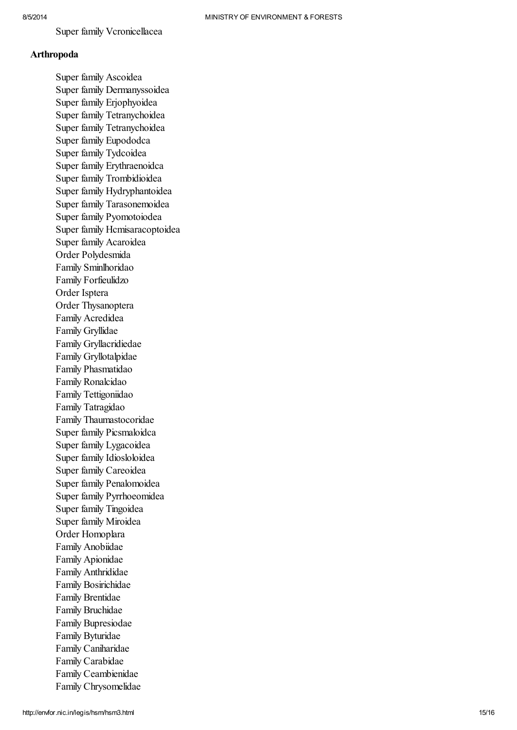Super family Vcronicellacea

**Arthropoda**

Super family Ascoidea
Super family Dermanyssoidea
Super family Erjophyoidea
Super family Tetranychoidea
Super family Tetranychoidea
Super family Eupododca
Super family Tydcoidea
Super family Erythraenoidca
Super family Trombidioidea
Super family Hydryphantoidea
Super family Tarasonemoidea
Super family Pyomotoiodea
Super family Hcmisaracoptoidea
Super family Acaroidea
Order Polydesmida
Family Sminlhoridao
Family Forfieulidzo
Order Isptera
Order Thysanoptera
Family Acredidea
Family Gryllidae
Family Gryllacridiedae
Family Gryllotalpidae
Family Phasmatidao
Family Ronalcidao
Family Tettigoniidao
Family Tatragidao
Family Thaumastocoridae
Super family Picsmaloidca
Super family Lygacoidea
Super family Idiosloloidea
Super family Careoidea
Super family Penalomoidea
Super family Pyrrhoeomidea
Super family Tingoidea
Super family Miroidea
Order Homoplara
Family Anobiidae
Family Apionidae
Family Anthrididae
Family Bosirichidae
Family Brentidae
Family Bruchidae
Family Bupresiodae
Family Byturidae
Family Caniharidae
Family Carabidae
Family Ceambienidae
Family Chrysomelidae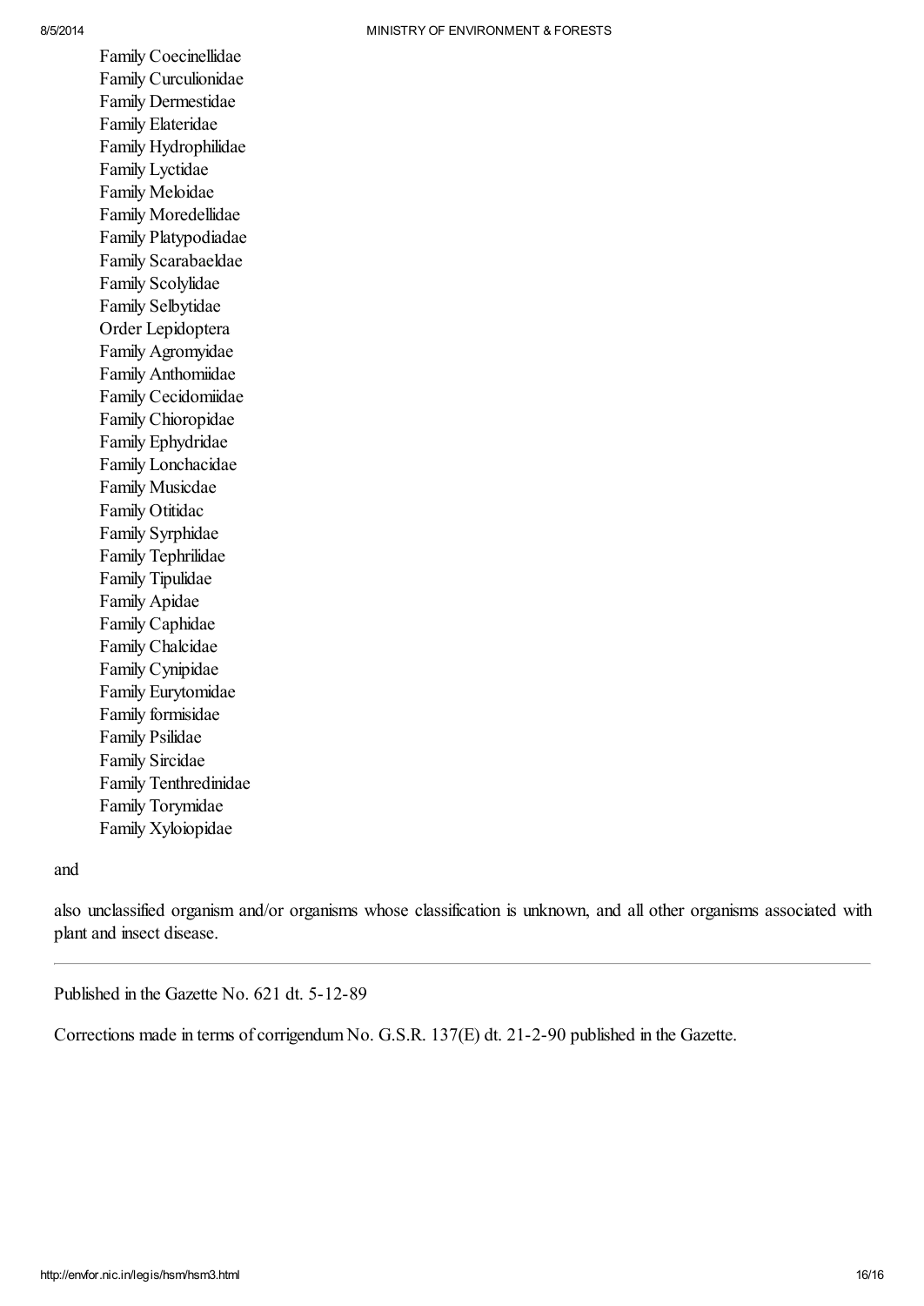Family Coecinellidae
Family Curculionidae
Family Dermestidae
Family Elateridae
Family Hydrophilidae
Family Lyctidae
Family Meloidae
Family Moredellidae
Family Platypodiadae
Family Scarabaeldae
Family Scolylidae
Family Selbytidae
Order Lepidoptera
Family Agromyidae
Family Anthomiidae
Family Cecidomiidae
Family Chioropidae
Family Ephydridae
Family Lonchacidae
Family Musicdae
Family Otitidac
Family Syrphidae
Family Tephrilidae
Family Tipulidae
Family Apidae
Family Caphidae
Family Chalcidae
Family Cynipidae
Family Eurytomidae
Family formisidae
Family Psilidae
Family Sircidae
Family Tenthredinidae
Family Torymidae
Family Xyloiopidae

and

also unclassified organism and/or organisms whose classification is unknown, and all other organisms associated with plant and insect disease.

---

Published in the Gazette No. 621 dt. 5-12-89

Corrections made in terms of corrigendum No. G.S.R. 137(E) dt. 21-2-90 published in the Gazette.